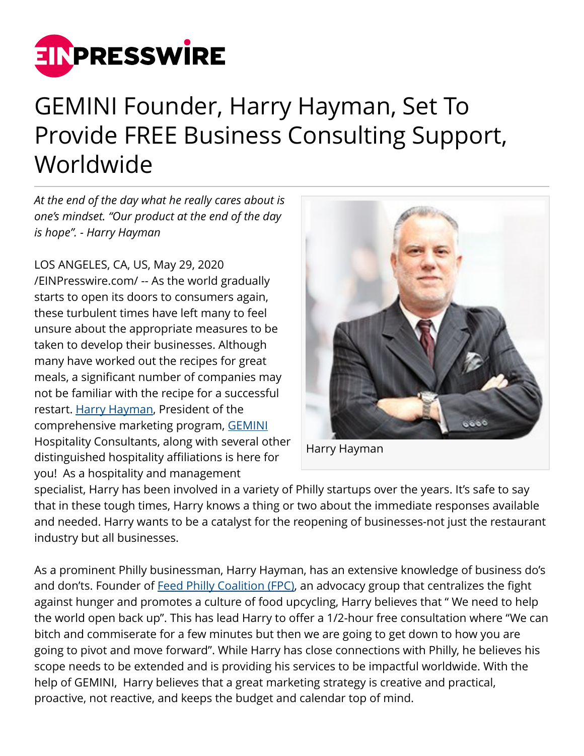# GEMINI Founder, Harry Hayman, Set To Provide FREE Business Consulting Support, Worldwide

*At the end of the day what he really cares about is one's mindset. "Our product at the end of the day is hope". - Harry Hayman*

Harry Hayman

LOS ANGELES, CA, US, May 29, 2020 /EINPresswire.com/ -- As the world gradually starts to open its doors to consumers again, these turbulent times have left many to feel unsure about the appropriate measures to be taken to develop their businesses. Although many have worked out the recipes for great meals, a significant number of companies may not be familiar with the recipe for a successful restart. Harry Hayman, President of the comprehensive marketing program, GEMINI Hospitality Consultants, along with several other distinguished hospitality affiliations is here for you! As a hospitality and management specialist, Harry has been involved in a variety of Philly startups over the years. It's safe to say that in these tough times, Harry knows a thing or two about the immediate responses available and needed. Harry wants to be a catalyst for the reopening of businesses-not just the restaurant industry but all businesses.

As a prominent Philly businessman, Harry Hayman, has an extensive knowledge of business do's and don'ts. Founder of Feed Philly Coalition (FPC), an advocacy group that centralizes the fight against hunger and promotes a culture of food upcycling, Harry believes that " We need to help the world open back up". This has lead Harry to offer a 1/2-hour free consultation where "We can bitch and commiserate for a few minutes but then we are going to get down to how you are going to pivot and move forward". While Harry has close connections with Philly, he believes his scope needs to be extended and is providing his services to be impactful worldwide. With the help of GEMINI, Harry believes that a great marketing strategy is creative and practical, proactive, not reactive, and keeps the budget and calendar top of mind.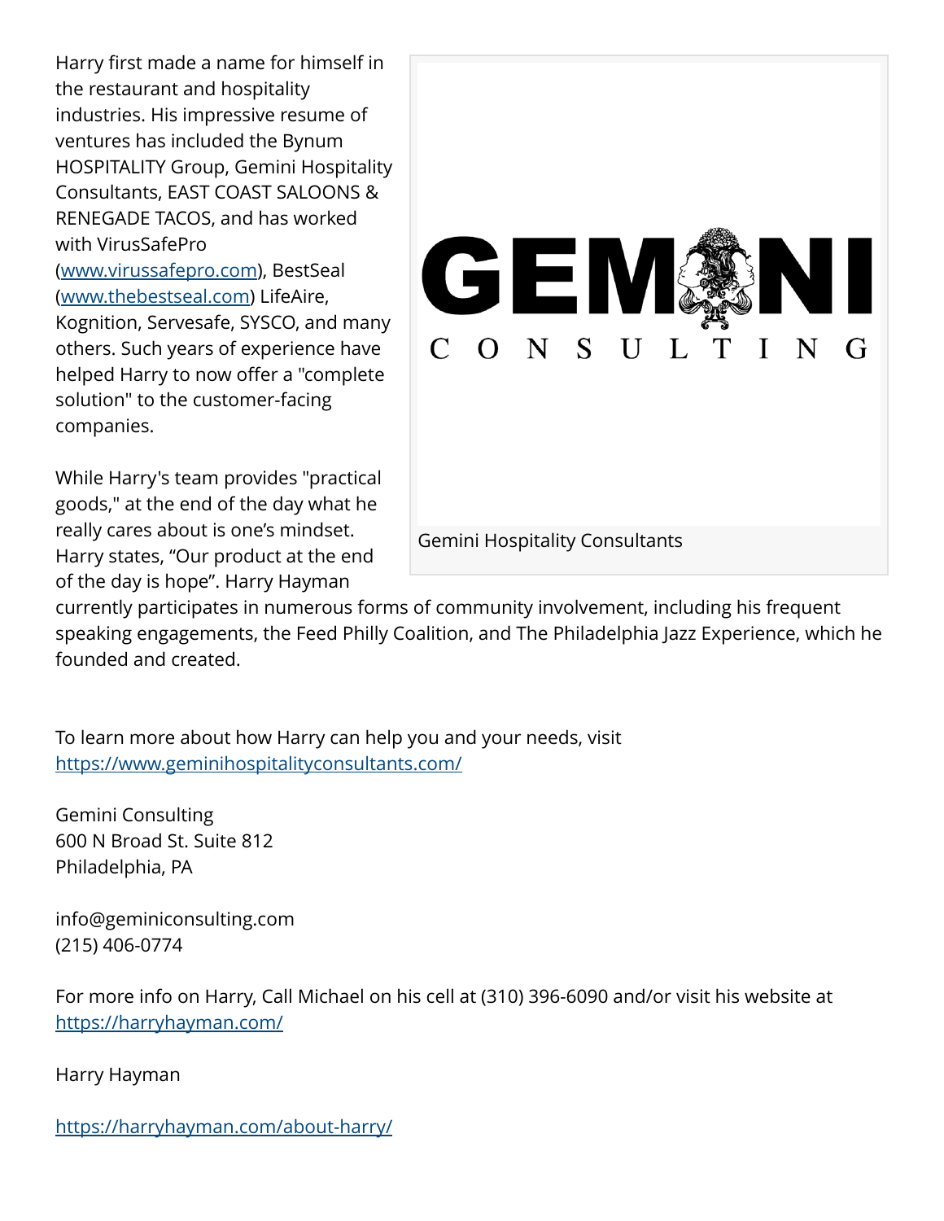Harry first made a name for himself in the restaurant and hospitality industries. His impressive resume of ventures has included the Bynum HOSPITALITY Group, Gemini Hospitality Consultants, EAST COAST SALOONS & RENEGADE TACOS, and has worked with VirusSafePro ([www.virussafepro.com](www.virussafepro.com)), BestSeal ([www.thebestseal.com](www.thebestseal.com)) LifeAire, Kognition, Servesafe, SYSCO, and many others. Such years of experience have helped Harry to now offer a "complete solution" to the customer-facing companies.

Gemini Hospitality Consultants

While Harry's team provides "practical goods," at the end of the day what he really cares about is one's mindset. Harry states, "Our product at the end of the day is hope". Harry Hayman currently participates in numerous forms of community involvement, including his frequent speaking engagements, the Feed Philly Coalition, and The Philadelphia Jazz Experience, which he founded and created.

To learn more about how Harry can help you and your needs, visit [https://www.geminihospitalityconsultants.com/](https://www.geminihospitalityconsultants.com/)

Gemini Consulting
600 N Broad St. Suite 812
Philadelphia, PA

info@geminiconsulting.com
(215) 406-0774

For more info on Harry, Call Michael on his cell at (310) 396-6090 and/or visit his website at [https://harryhayman.com/](https://harryhayman.com/)

Harry Hayman

[https://harryhayman.com/about-harry/](https://harryhayman.com/about-harry/)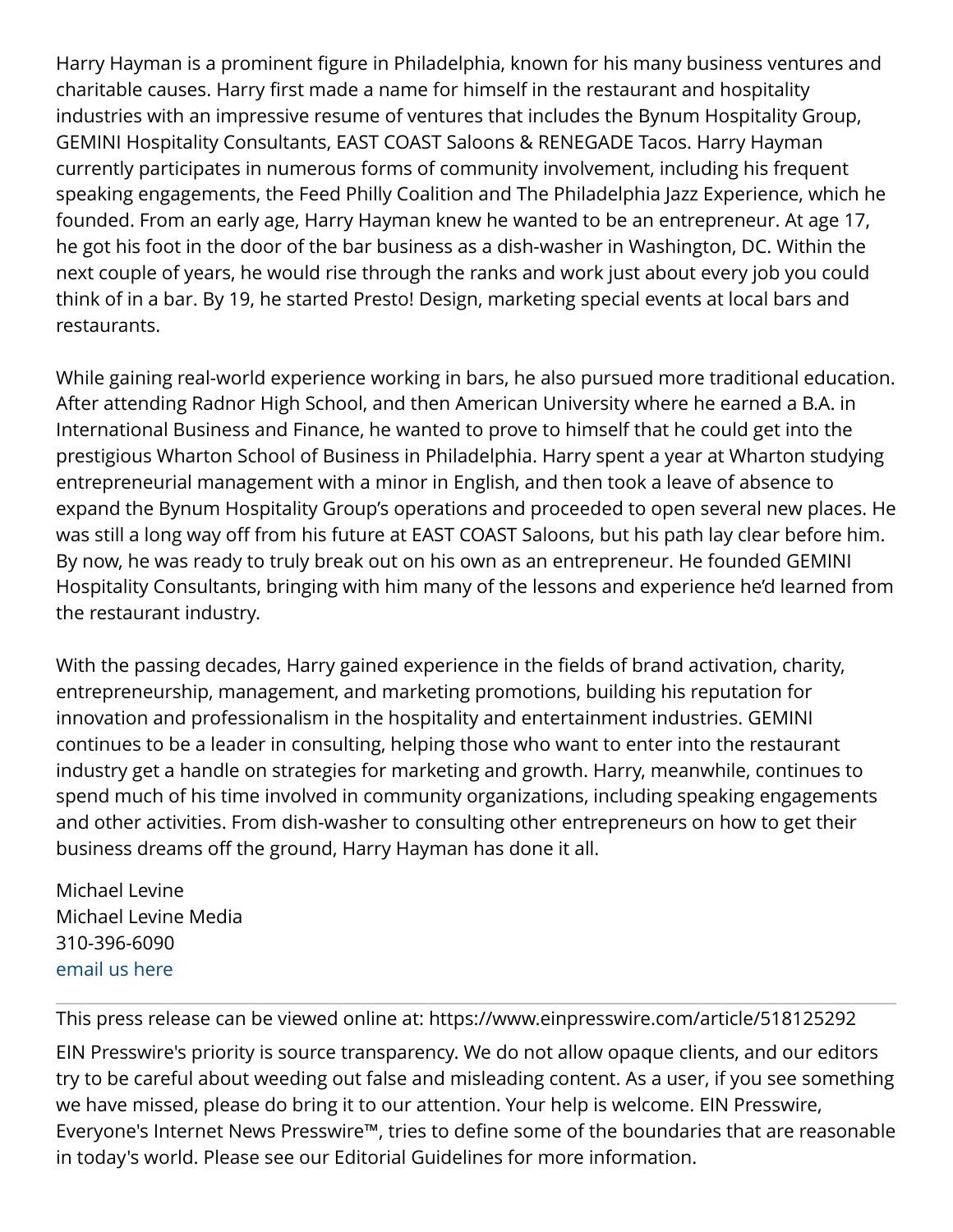Harry Hayman is a prominent figure in Philadelphia, known for his many business ventures and charitable causes. Harry first made a name for himself in the restaurant and hospitality industries with an impressive resume of ventures that includes the Bynum Hospitality Group, GEMINI Hospitality Consultants, EAST COAST Saloons & RENEGADE Tacos. Harry Hayman currently participates in numerous forms of community involvement, including his frequent speaking engagements, the Feed Philly Coalition and The Philadelphia Jazz Experience, which he founded. From an early age, Harry Hayman knew he wanted to be an entrepreneur. At age 17, he got his foot in the door of the bar business as a dish-washer in Washington, DC. Within the next couple of years, he would rise through the ranks and work just about every job you could think of in a bar. By 19, he started Presto! Design, marketing special events at local bars and restaurants.

While gaining real-world experience working in bars, he also pursued more traditional education. After attending Radnor High School, and then American University where he earned a B.A. in International Business and Finance, he wanted to prove to himself that he could get into the prestigious Wharton School of Business in Philadelphia. Harry spent a year at Wharton studying entrepreneurial management with a minor in English, and then took a leave of absence to expand the Bynum Hospitality Group's operations and proceeded to open several new places. He was still a long way off from his future at EAST COAST Saloons, but his path lay clear before him. By now, he was ready to truly break out on his own as an entrepreneur. He founded GEMINI Hospitality Consultants, bringing with him many of the lessons and experience he'd learned from the restaurant industry.

With the passing decades, Harry gained experience in the fields of brand activation, charity, entrepreneurship, management, and marketing promotions, building his reputation for innovation and professionalism in the hospitality and entertainment industries. GEMINI continues to be a leader in consulting, helping those who want to enter into the restaurant industry get a handle on strategies for marketing and growth. Harry, meanwhile, continues to spend much of his time involved in community organizations, including speaking engagements and other activities. From dish-washer to consulting other entrepreneurs on how to get their business dreams off the ground, Harry Hayman has done it all.

Michael Levine
Michael Levine Media
310-396-6090
email us here

---

This press release can be viewed online at: https://www.einpresswire.com/article/518125292

EIN Presswire's priority is source transparency. We do not allow opaque clients, and our editors try to be careful about weeding out false and misleading content. As a user, if you see something we have missed, please do bring it to our attention. Your help is welcome. EIN Presswire, Everyone's Internet News Presswire™, tries to define some of the boundaries that are reasonable in today's world. Please see our Editorial Guidelines for more information.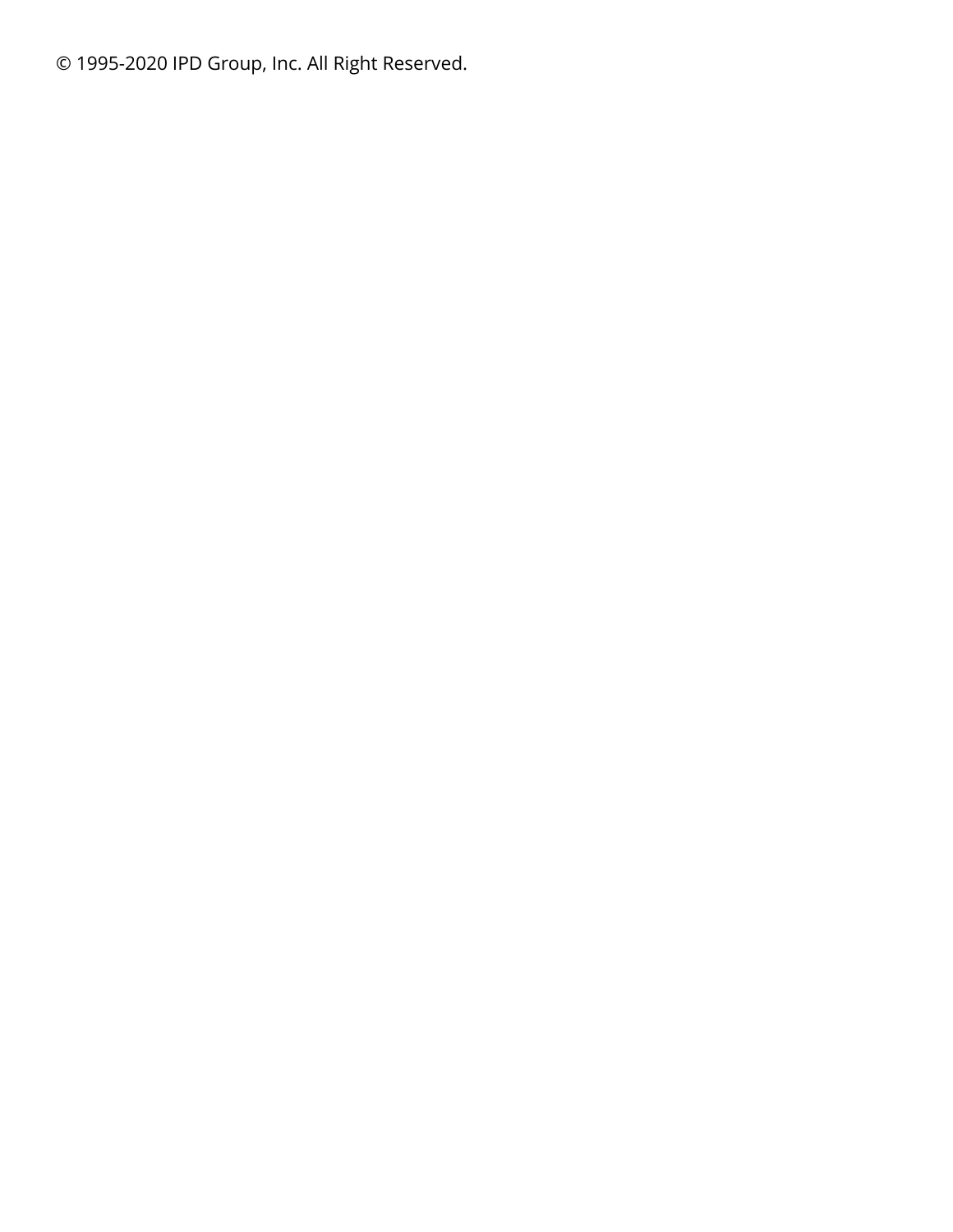© 1995-2020 IPD Group, Inc. All Right Reserved.